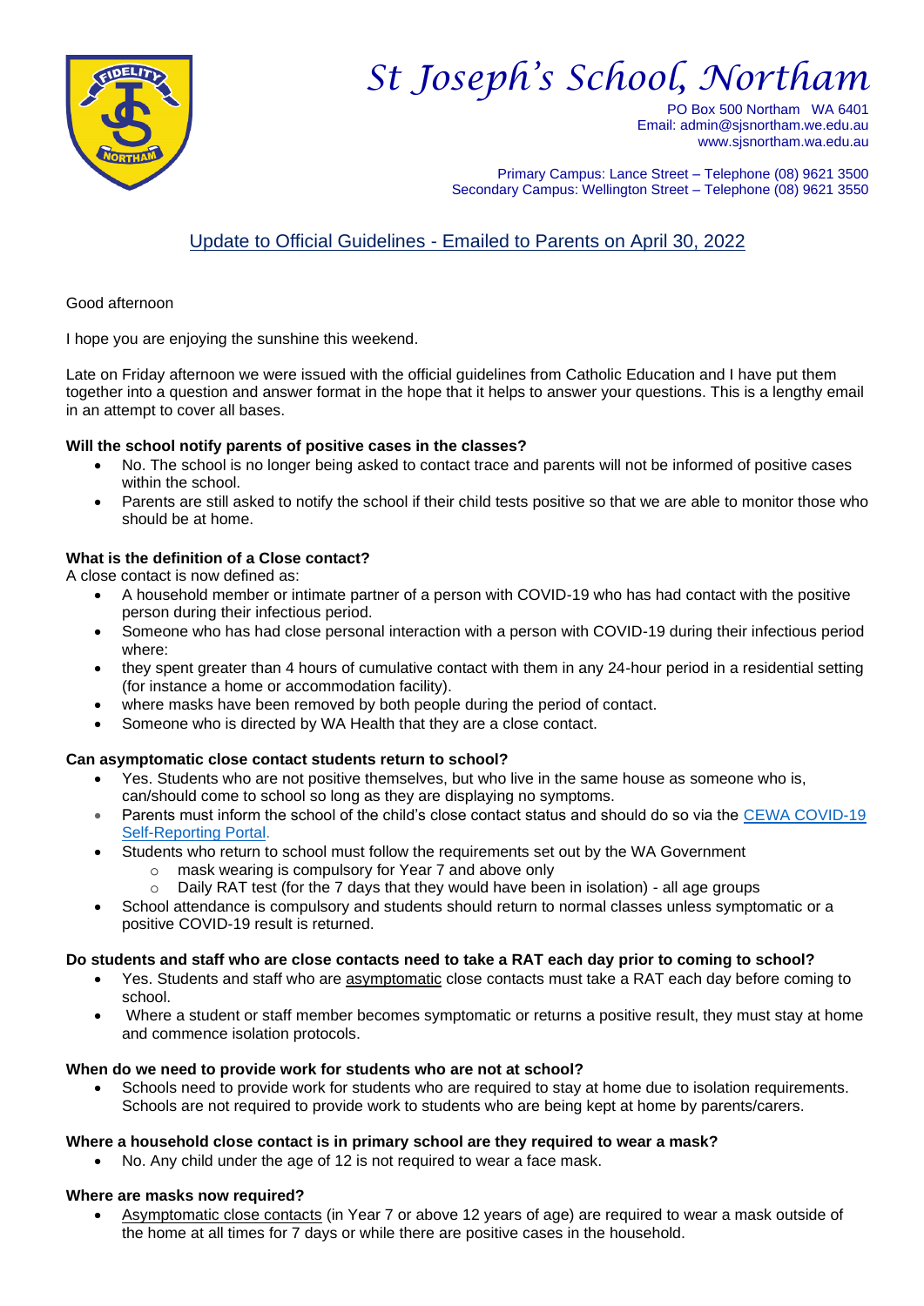# *St Joseph's School, Northam*

PO Box 500 Northam WA 6401
Email: admin@sjsnortham.we.edu.au
www.sjsnortham.wa.edu.au

Primary Campus: Lance Street – Telephone (08) 9621 3500
Secondary Campus: Wellington Street – Telephone (08) 9621 3550

## Update to Official Guidelines - Emailed to Parents on April 30, 2022

Good afternoon

I hope you are enjoying the sunshine this weekend.

Late on Friday afternoon we were issued with the official guidelines from Catholic Education and I have put them together into a question and answer format in the hope that it helps to answer your questions. This is a lengthy email in an attempt to cover all bases.

**Will the school notify parents of positive cases in the classes?**

- No. The school is no longer being asked to contact trace and parents will not be informed of positive cases within the school.
- Parents are still asked to notify the school if their child tests positive so that we are able to monitor those who should be at home.

**What is the definition of a Close contact?**

A close contact is now defined as:

- A household member or intimate partner of a person with COVID-19 who has had contact with the positive person during their infectious period.
- Someone who has had close personal interaction with a person with COVID-19 during their infectious period where:
- they spent greater than 4 hours of cumulative contact with them in any 24-hour period in a residential setting (for instance a home or accommodation facility).
- where masks have been removed by both people during the period of contact.
- Someone who is directed by WA Health that they are a close contact.

**Can asymptomatic close contact students return to school?**

- Yes. Students who are not positive themselves, but who live in the same house as someone who is, can/should come to school so long as they are displaying no symptoms.
- Parents must inform the school of the child's close contact status and should do so via the CEWA COVID-19 Self-Reporting Portal.
- Students who return to school must follow the requirements set out by the WA Government
  - mask wearing is compulsory for Year 7 and above only
  - Daily RAT test (for the 7 days that they would have been in isolation) - all age groups
- School attendance is compulsory and students should return to normal classes unless symptomatic or a positive COVID-19 result is returned.

**Do students and staff who are close contacts need to take a RAT each day prior to coming to school?**

- Yes. Students and staff who are asymptomatic close contacts must take a RAT each day before coming to school.
- Where a student or staff member becomes symptomatic or returns a positive result, they must stay at home and commence isolation protocols.

**When do we need to provide work for students who are not at school?**

- Schools need to provide work for students who are required to stay at home due to isolation requirements. Schools are not required to provide work to students who are being kept at home by parents/carers.

**Where a household close contact is in primary school are they required to wear a mask?**

- No. Any child under the age of 12 is not required to wear a face mask.

**Where are masks now required?**

- Asymptomatic close contacts (in Year 7 or above 12 years of age) are required to wear a mask outside of the home at all times for 7 days or while there are positive cases in the household.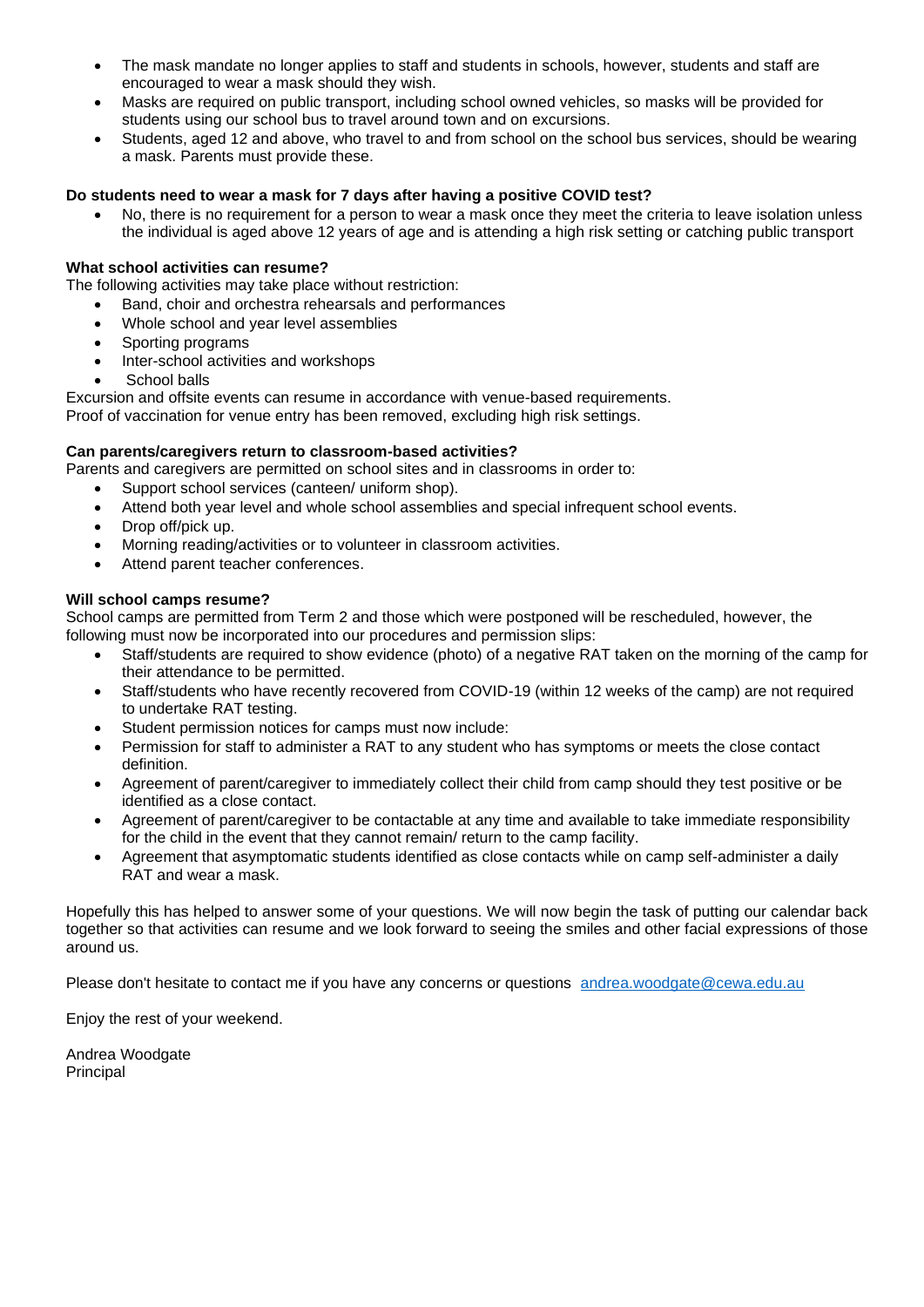- The mask mandate no longer applies to staff and students in schools, however, students and staff are encouraged to wear a mask should they wish.
- Masks are required on public transport, including school owned vehicles, so masks will be provided for students using our school bus to travel around town and on excursions.
- Students, aged 12 and above, who travel to and from school on the school bus services, should be wearing a mask. Parents must provide these.

**Do students need to wear a mask for 7 days after having a positive COVID test?**

- No, there is no requirement for a person to wear a mask once they meet the criteria to leave isolation unless the individual is aged above 12 years of age and is attending a high risk setting or catching public transport

**What school activities can resume?**

The following activities may take place without restriction:

- Band, choir and orchestra rehearsals and performances
- Whole school and year level assemblies
- Sporting programs
- Inter-school activities and workshops
- School balls

Excursion and offsite events can resume in accordance with venue-based requirements.
Proof of vaccination for venue entry has been removed, excluding high risk settings.

**Can parents/caregivers return to classroom-based activities?**

Parents and caregivers are permitted on school sites and in classrooms in order to:

- Support school services (canteen/ uniform shop).
- Attend both year level and whole school assemblies and special infrequent school events.
- Drop off/pick up.
- Morning reading/activities or to volunteer in classroom activities.
- Attend parent teacher conferences.

**Will school camps resume?**

School camps are permitted from Term 2 and those which were postponed will be rescheduled, however, the following must now be incorporated into our procedures and permission slips:

- Staff/students are required to show evidence (photo) of a negative RAT taken on the morning of the camp for their attendance to be permitted.
- Staff/students who have recently recovered from COVID-19 (within 12 weeks of the camp) are not required to undertake RAT testing.
- Student permission notices for camps must now include:
- Permission for staff to administer a RAT to any student who has symptoms or meets the close contact definition.
- Agreement of parent/caregiver to immediately collect their child from camp should they test positive or be identified as a close contact.
- Agreement of parent/caregiver to be contactable at any time and available to take immediate responsibility for the child in the event that they cannot remain/ return to the camp facility.
- Agreement that asymptomatic students identified as close contacts while on camp self-administer a daily RAT and wear a mask.

Hopefully this has helped to answer some of your questions. We will now begin the task of putting our calendar back together so that activities can resume and we look forward to seeing the smiles and other facial expressions of those around us.

Please don't hesitate to contact me if you have any concerns or questions andrea.woodgate@cewa.edu.au

Enjoy the rest of your weekend.

Andrea Woodgate
Principal